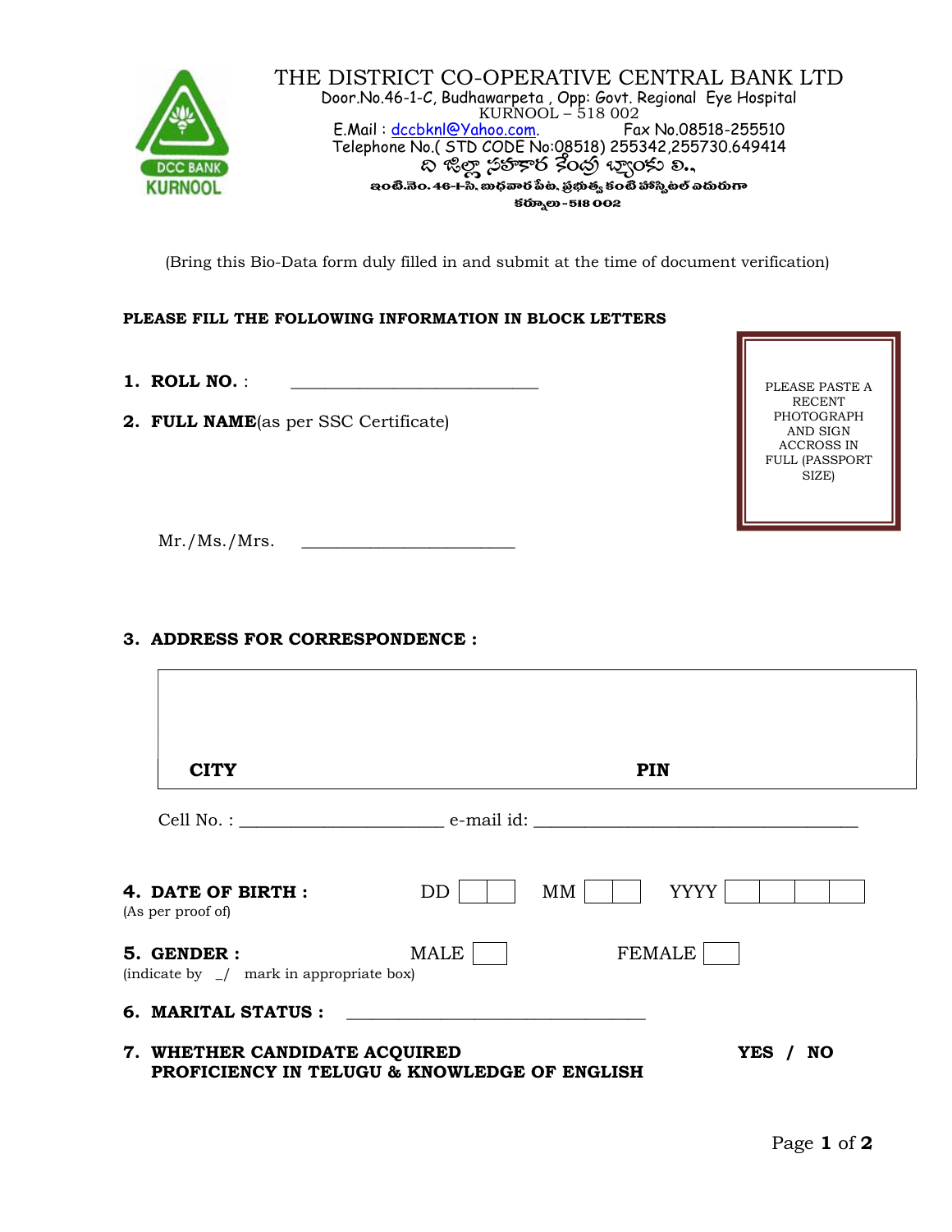# THE DISTRICT CO-OPERATIVE CENTRAL BANK LTD

Door.No.46-1-C, Budhawarpeta , Opp: Govt. Regional Eye Hospital
KURNOOL – 518 002
E.Mail : dccbknl@Yahoo.com. Fax No.08518-255510
Telephone No.( STD CODE No:08518) 255342,255730.649414

ది జిల్లా సహకార కేంద్ర బ్యాంకు లి.,
ఇంటి.నెం. 46-1-సి, బుధవార పేట, ప్రభుత్వ కంటి హాస్పిటల్ ఎదురుగా
కర్నూలు - 518 002

(Bring this Bio-Data form duly filled in and submit at the time of document verification)

**PLEASE FILL THE FOLLOWING INFORMATION IN BLOCK LETTERS**

PLEASE PASTE A RECENT PHOTOGRAPH AND SIGN ACCROSS IN FULL (PASSPORT SIZE)

1. **ROLL NO.** : ____________________________

2. **FULL NAME**(as per SSC Certificate)

   Mr./Ms./Mrs. ________________________

3. **ADDRESS FOR CORRESPONDENCE :**

| |
|---|
| |
| **CITY** &nbsp;&nbsp;&nbsp;&nbsp;&nbsp;&nbsp;&nbsp;&nbsp;&nbsp;&nbsp;&nbsp;&nbsp;&nbsp;&nbsp;&nbsp;&nbsp;&nbsp;&nbsp;&nbsp;&nbsp; **PIN** |

   Cell No. : _______________________ e-mail id: _____________________________________

4. **DATE OF BIRTH :** DD [ ][ ] MM [ ][ ] YYYY [ ][ ][ ][ ]
   (As per proof of)

5. **GENDER :** MALE [ ] FEMALE [ ]
   (indicate by _/ mark in appropriate box)

6. **MARITAL STATUS :** ________________________________

7. **WHETHER CANDIDATE ACQUIRED PROFICIENCY IN TELUGU & KNOWLEDGE OF ENGLISH** **YES / NO**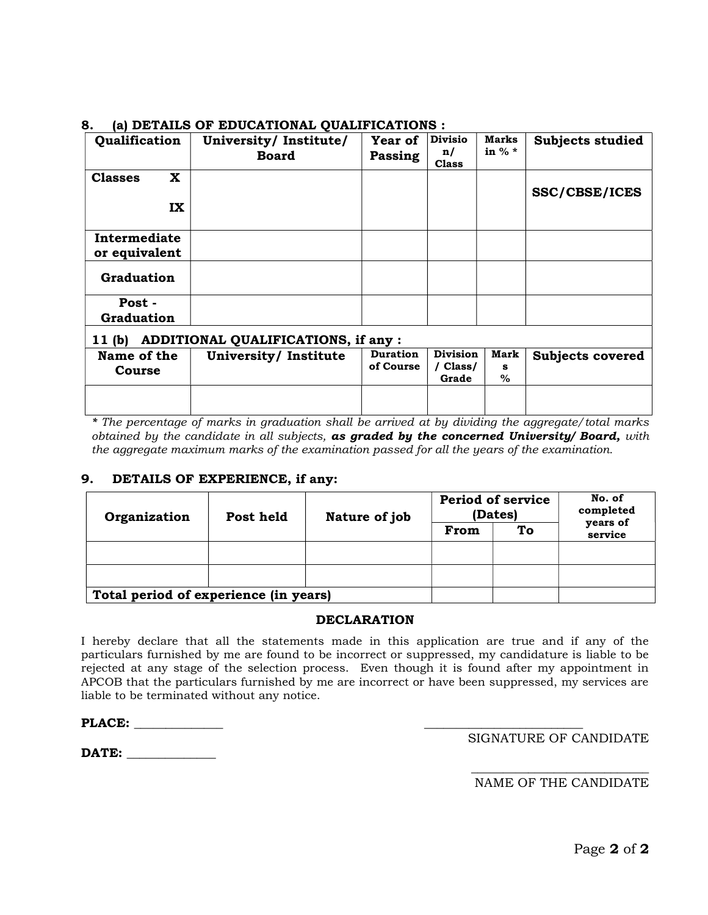## 8. (a) DETAILS OF EDUCATIONAL QUALIFICATIONS :

| Qualification | University/ Institute/ Board | Year of Passing | Division/ Class | Marks in % * | Subjects studied |
|---|---|---|---|---|---|
| Classes X IX | | | | | SSC/CBSE/ICES |
| Intermediate or equivalent | | | | | |
| Graduation | | | | | |
| Post - Graduation | | | | | |

## 11 (b) ADDITIONAL QUALIFICATIONS, if any :

| Name of the Course | University/ Institute | Duration of Course | Division / Class/ Grade | Marks % | Subjects covered |
|---|---|---|---|---|---|
| | | | | | |

*\* The percentage of marks in graduation shall be arrived at by dividing the aggregate/total marks obtained by the candidate in all subjects,* ***as graded by the concerned University/ Board,*** *with the aggregate maximum marks of the examination passed for all the years of the examination.*

## 9. DETAILS OF EXPERIENCE, if any:

| Organization | Post held | Nature of job | Period of service (Dates) | | No. of completed years of service |
|---|---|---|---|---|---|
| | | | From | To | |
| | | | | | |
| | | | | | |
| Total period of experience (in years) | | | | | |

## DECLARATION

I hereby declare that all the statements made in this application are true and if any of the particulars furnished by me are found to be incorrect or suppressed, my candidature is liable to be rejected at any stage of the selection process. Even though it is found after my appointment in APCOB that the particulars furnished by me are incorrect or have been suppressed, my services are liable to be terminated without any notice.

**PLACE:** ______________

SIGNATURE OF CANDIDATE

**DATE:** ______________

NAME OF THE CANDIDATE